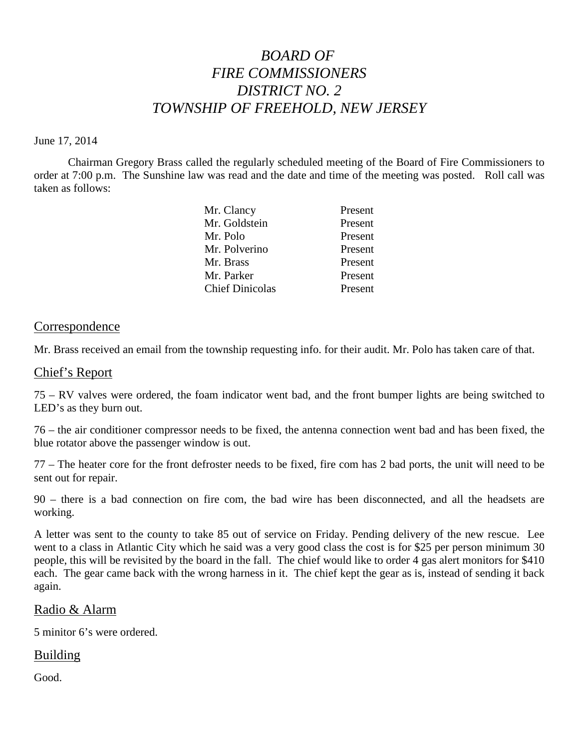# *BOARD OF FIRE COMMISSIONERS DISTRICT NO. 2 TOWNSHIP OF FREEHOLD, NEW JERSEY*

June 17, 2014

Chairman Gregory Brass called the regularly scheduled meeting of the Board of Fire Commissioners to order at 7:00 p.m. The Sunshine law was read and the date and time of the meeting was posted. Roll call was taken as follows:

| | |
|---|---|
| Mr. Clancy | Present |
| Mr. Goldstein | Present |
| Mr. Polo | Present |
| Mr. Polverino | Present |
| Mr. Brass | Present |
| Mr. Parker | Present |
| Chief Dinicolas | Present |

## Correspondence

Mr. Brass received an email from the township requesting info. for their audit. Mr. Polo has taken care of that.

## Chief's Report

75 – RV valves were ordered, the foam indicator went bad, and the front bumper lights are being switched to LED's as they burn out.

76 – the air conditioner compressor needs to be fixed, the antenna connection went bad and has been fixed, the blue rotator above the passenger window is out.

77 – The heater core for the front defroster needs to be fixed, fire com has 2 bad ports, the unit will need to be sent out for repair.

90 – there is a bad connection on fire com, the bad wire has been disconnected, and all the headsets are working.

A letter was sent to the county to take 85 out of service on Friday. Pending delivery of the new rescue. Lee went to a class in Atlantic City which he said was a very good class the cost is for $25 per person minimum 30 people, this will be revisited by the board in the fall. The chief would like to order 4 gas alert monitors for $410 each. The gear came back with the wrong harness in it. The chief kept the gear as is, instead of sending it back again.

## Radio & Alarm

5 minitor 6's were ordered.

## Building

Good.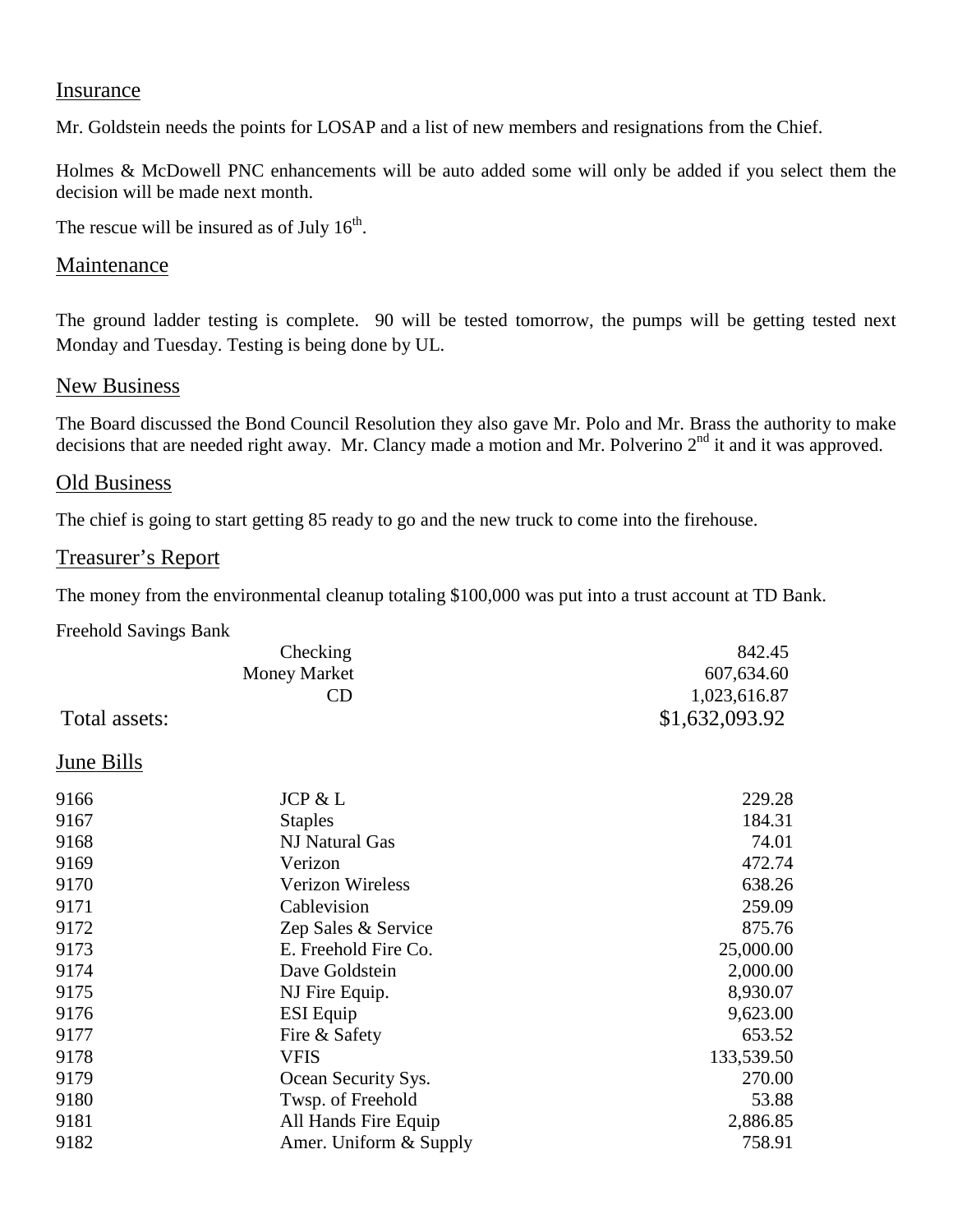## Insurance

Mr. Goldstein needs the points for LOSAP and a list of new members and resignations from the Chief.

Holmes & McDowell PNC enhancements will be auto added some will only be added if you select them the decision will be made next month.

The rescue will be insured as of July 16th.

## Maintenance

The ground ladder testing is complete. 90 will be tested tomorrow, the pumps will be getting tested next Monday and Tuesday. Testing is being done by UL.

## New Business

The Board discussed the Bond Council Resolution they also gave Mr. Polo and Mr. Brass the authority to make decisions that are needed right away. Mr. Clancy made a motion and Mr. Polverino 2nd it and it was approved.

## Old Business

The chief is going to start getting 85 ready to go and the new truck to come into the firehouse.

## Treasurer's Report

The money from the environmental cleanup totaling $100,000 was put into a trust account at TD Bank.

Freehold Savings Bank

| | | |
|---|---|---|
| | Checking | 842.45 |
| | Money Market | 607,634.60 |
| | CD | 1,023,616.87 |
| Total assets: | | $1,632,093.92 |

## June Bills

| | | |
|---|---|---|
| 9166 | JCP & L | 229.28 |
| 9167 | Staples | 184.31 |
| 9168 | NJ Natural Gas | 74.01 |
| 9169 | Verizon | 472.74 |
| 9170 | Verizon Wireless | 638.26 |
| 9171 | Cablevision | 259.09 |
| 9172 | Zep Sales & Service | 875.76 |
| 9173 | E. Freehold Fire Co. | 25,000.00 |
| 9174 | Dave Goldstein | 2,000.00 |
| 9175 | NJ Fire Equip. | 8,930.07 |
| 9176 | ESI Equip | 9,623.00 |
| 9177 | Fire & Safety | 653.52 |
| 9178 | VFIS | 133,539.50 |
| 9179 | Ocean Security Sys. | 270.00 |
| 9180 | Twsp. of Freehold | 53.88 |
| 9181 | All Hands Fire Equip | 2,886.85 |
| 9182 | Amer. Uniform & Supply | 758.91 |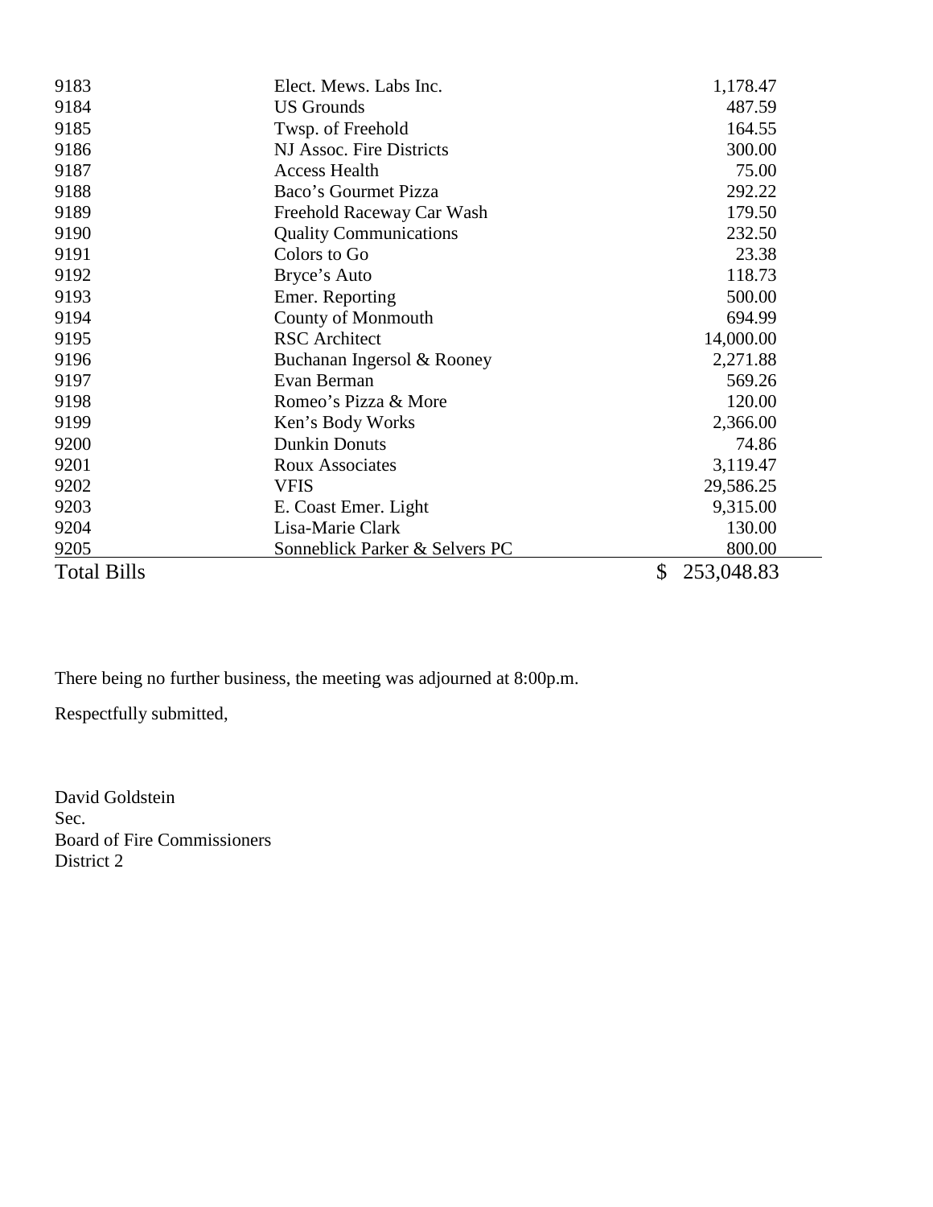| | | |
|---|---|---|
| 9183 | Elect. Mews. Labs Inc. | 1,178.47 |
| 9184 | US Grounds | 487.59 |
| 9185 | Twsp. of Freehold | 164.55 |
| 9186 | NJ Assoc. Fire Districts | 300.00 |
| 9187 | Access Health | 75.00 |
| 9188 | Baco's Gourmet Pizza | 292.22 |
| 9189 | Freehold Raceway Car Wash | 179.50 |
| 9190 | Quality Communications | 232.50 |
| 9191 | Colors to Go | 23.38 |
| 9192 | Bryce's Auto | 118.73 |
| 9193 | Emer. Reporting | 500.00 |
| 9194 | County of Monmouth | 694.99 |
| 9195 | RSC Architect | 14,000.00 |
| 9196 | Buchanan Ingersol & Rooney | 2,271.88 |
| 9197 | Evan Berman | 569.26 |
| 9198 | Romeo's Pizza & More | 120.00 |
| 9199 | Ken's Body Works | 2,366.00 |
| 9200 | Dunkin Donuts | 74.86 |
| 9201 | Roux Associates | 3,119.47 |
| 9202 | VFIS | 29,586.25 |
| 9203 | E. Coast Emer. Light | 9,315.00 |
| 9204 | Lisa-Marie Clark | 130.00 |
| 9205 | Sonneblick Parker & Selvers PC | 800.00 |
| Total Bills | | $ 253,048.83 |

There being no further business, the meeting was adjourned at 8:00p.m.

Respectfully submitted,

David Goldstein
Sec.
Board of Fire Commissioners
District 2